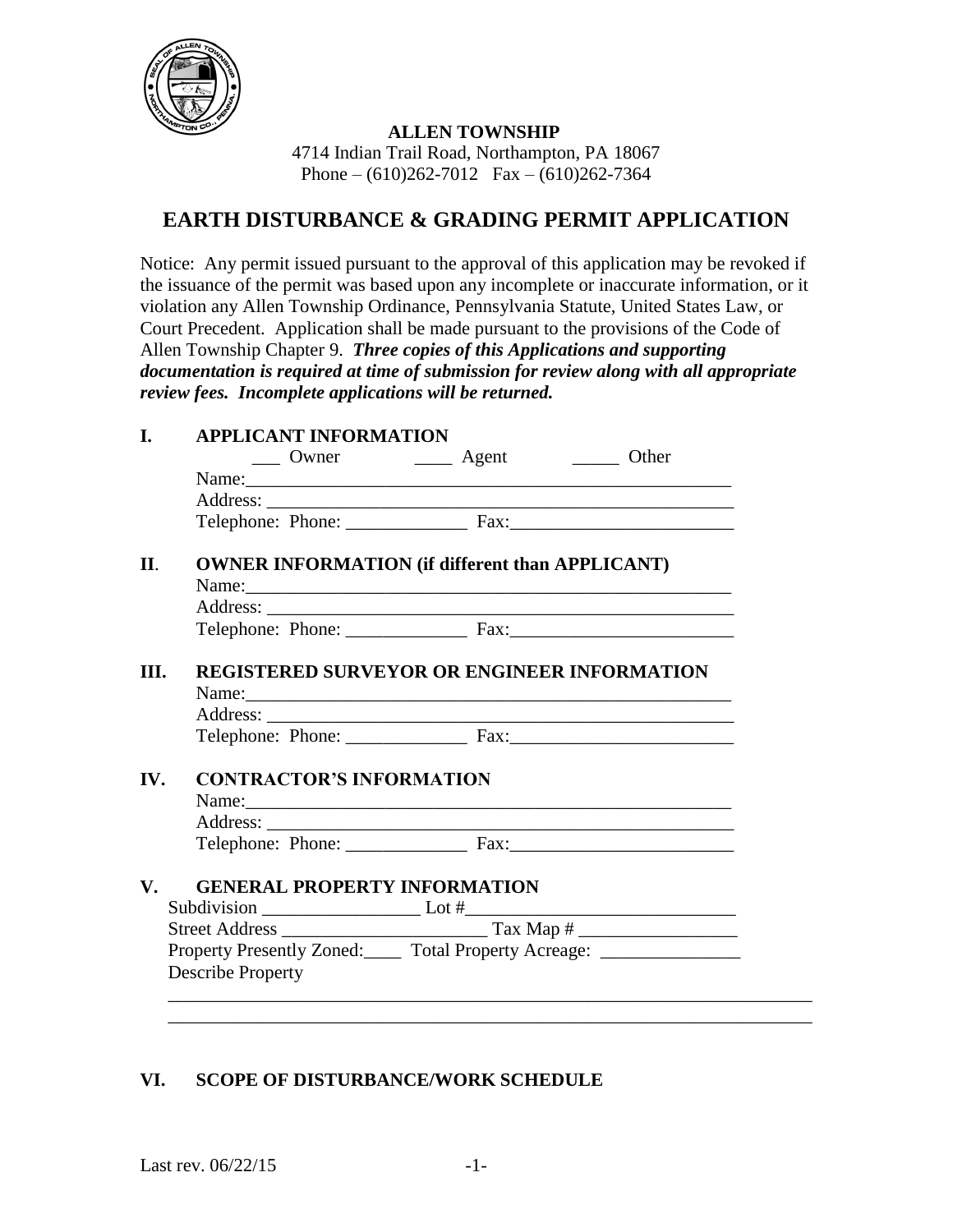**ALLEN TOWNSHIP**
4714 Indian Trail Road, Northampton, PA 18067
Phone – (610)262-7012 Fax – (610)262-7364

# EARTH DISTURBANCE & GRADING PERMIT APPLICATION

Notice: Any permit issued pursuant to the approval of this application may be revoked if the issuance of the permit was based upon any incomplete or inaccurate information, or it violation any Allen Township Ordinance, Pennsylvania Statute, United States Law, or Court Precedent. Application shall be made pursuant to the provisions of the Code of Allen Township Chapter 9. ***Three copies of this Applications and supporting documentation is required at time of submission for review along with all appropriate review fees. Incomplete applications will be returned.***

## I. APPLICANT INFORMATION

___ Owner ____ Agent _____ Other

Name:______________________________________________________

Address: ____________________________________________________

Telephone: Phone: _____________ Fax:________________________

## II. OWNER INFORMATION (if different than APPLICANT)

Name:______________________________________________________

Address: ____________________________________________________

Telephone: Phone: _____________ Fax:________________________

## III. REGISTERED SURVEYOR OR ENGINEER INFORMATION

Name:______________________________________________________

Address: ____________________________________________________

Telephone: Phone: _____________ Fax:________________________

## IV. CONTRACTOR'S INFORMATION

Name:______________________________________________________

Address: ____________________________________________________

Telephone: Phone: _____________ Fax:________________________

## V. GENERAL PROPERTY INFORMATION

Subdivision _________________ Lot #______________________________

Street Address ______________________ Tax Map # _________________

Property Presently Zoned:____ Total Property Acreage: _______________

Describe Property

_______________________________________________________________________

_______________________________________________________________________

## VI. SCOPE OF DISTURBANCE/WORK SCHEDULE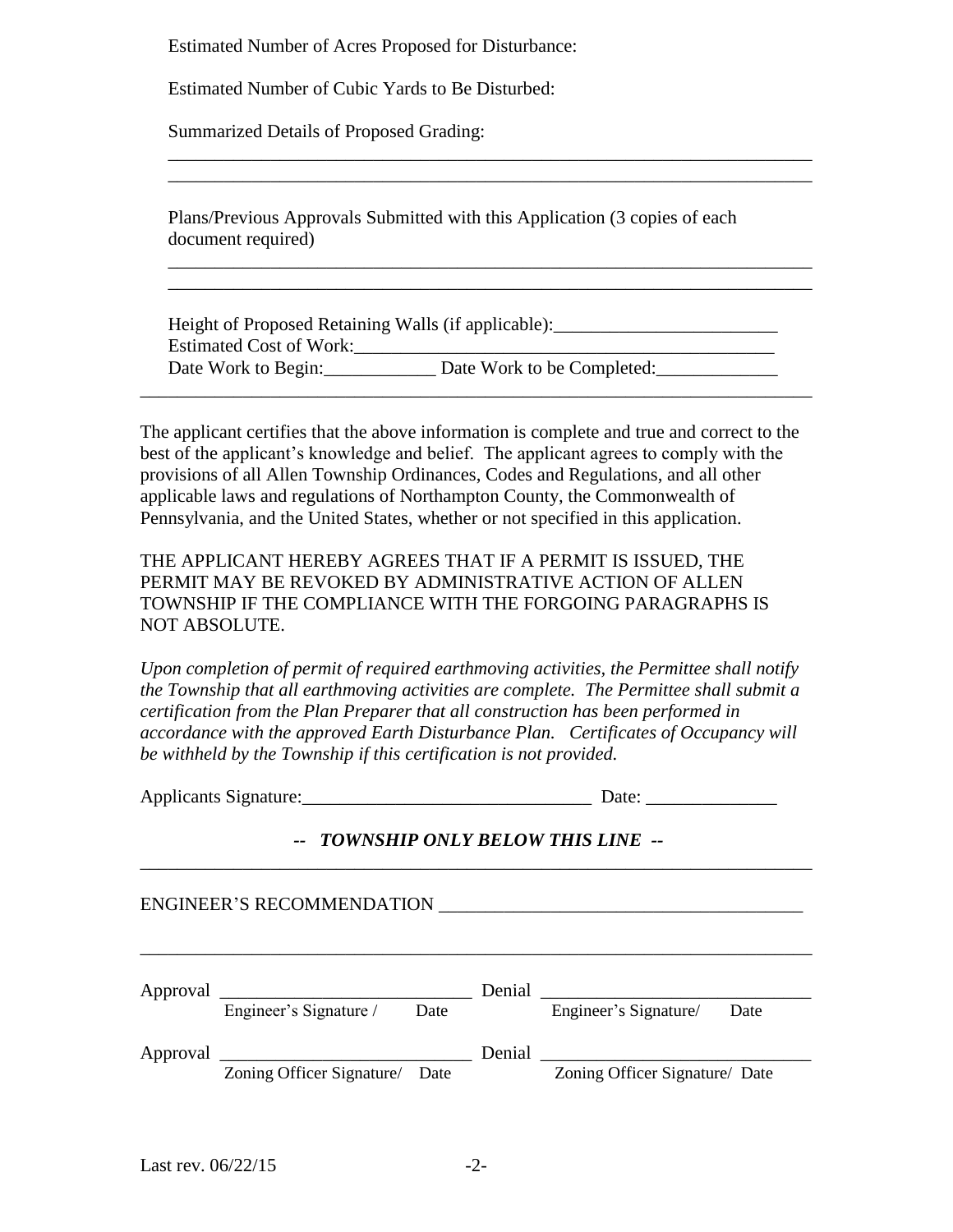Estimated Number of Acres Proposed for Disturbance:

Estimated Number of Cubic Yards to Be Disturbed:

Summarized Details of Proposed Grading:

______________________________________________________________________

______________________________________________________________________

Plans/Previous Approvals Submitted with this Application (3 copies of each document required)

______________________________________________________________________

______________________________________________________________________

Height of Proposed Retaining Walls (if applicable):________________________

Estimated Cost of Work:___________________________________________

Date Work to Begin:____________ Date Work to be Completed:_____________

---

The applicant certifies that the above information is complete and true and correct to the best of the applicant's knowledge and belief. The applicant agrees to comply with the provisions of all Allen Township Ordinances, Codes and Regulations, and all other applicable laws and regulations of Northampton County, the Commonwealth of Pennsylvania, and the United States, whether or not specified in this application.

THE APPLICANT HEREBY AGREES THAT IF A PERMIT IS ISSUED, THE PERMIT MAY BE REVOKED BY ADMINISTRATIVE ACTION OF ALLEN TOWNSHIP IF THE COMPLIANCE WITH THE FORGOING PARAGRAPHS IS NOT ABSOLUTE.

*Upon completion of permit of required earthmoving activities, the Permittee shall notify the Township that all earthmoving activities are complete. The Permittee shall submit a certification from the Plan Preparer that all construction has been performed in accordance with the approved Earth Disturbance Plan. Certificates of Occupancy will be withheld by the Township if this certification is not provided.*

Applicants Signature:_______________________________ Date: ______________

***-- TOWNSHIP ONLY BELOW THIS LINE --***

---

ENGINEER'S RECOMMENDATION _______________________________________

______________________________________________________________________

Approval ___________________________ Denial _____________________________
Engineer's Signature / Date Engineer's Signature/ Date

Approval ___________________________ Denial _____________________________
Zoning Officer Signature/ Date Zoning Officer Signature/ Date

Last rev. 06/22/15